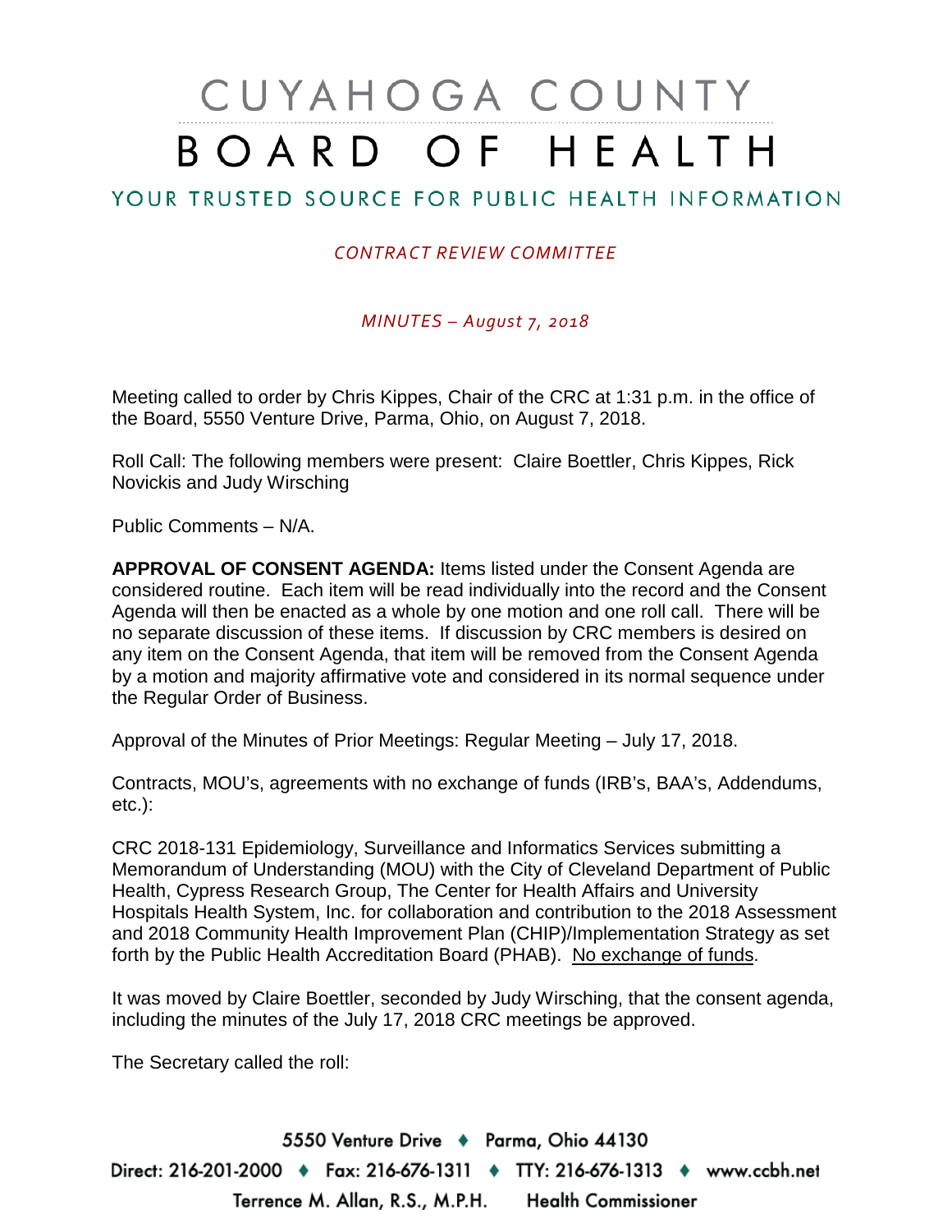# CUYAHOGA COUNTY BOARD OF HEALTH

## YOUR TRUSTED SOURCE FOR PUBLIC HEALTH INFORMATION

*CONTRACT REVIEW COMMITTEE*

*MINUTES – August 7, 2018*

Meeting called to order by Chris Kippes, Chair of the CRC at 1:31 p.m. in the office of the Board, 5550 Venture Drive, Parma, Ohio, on August 7, 2018.

Roll Call: The following members were present: Claire Boettler, Chris Kippes, Rick Novickis and Judy Wirsching

Public Comments – N/A.

**APPROVAL OF CONSENT AGENDA:** Items listed under the Consent Agenda are considered routine. Each item will be read individually into the record and the Consent Agenda will then be enacted as a whole by one motion and one roll call. There will be no separate discussion of these items. If discussion by CRC members is desired on any item on the Consent Agenda, that item will be removed from the Consent Agenda by a motion and majority affirmative vote and considered in its normal sequence under the Regular Order of Business.

Approval of the Minutes of Prior Meetings: Regular Meeting – July 17, 2018.

Contracts, MOU's, agreements with no exchange of funds (IRB's, BAA's, Addendums, etc.):

CRC 2018-131 Epidemiology, Surveillance and Informatics Services submitting a Memorandum of Understanding (MOU) with the City of Cleveland Department of Public Health, Cypress Research Group, The Center for Health Affairs and University Hospitals Health System, Inc. for collaboration and contribution to the 2018 Assessment and 2018 Community Health Improvement Plan (CHIP)/Implementation Strategy as set forth by the Public Health Accreditation Board (PHAB). No exchange of funds.

It was moved by Claire Boettler, seconded by Judy Wirsching, that the consent agenda, including the minutes of the July 17, 2018 CRC meetings be approved.

The Secretary called the roll: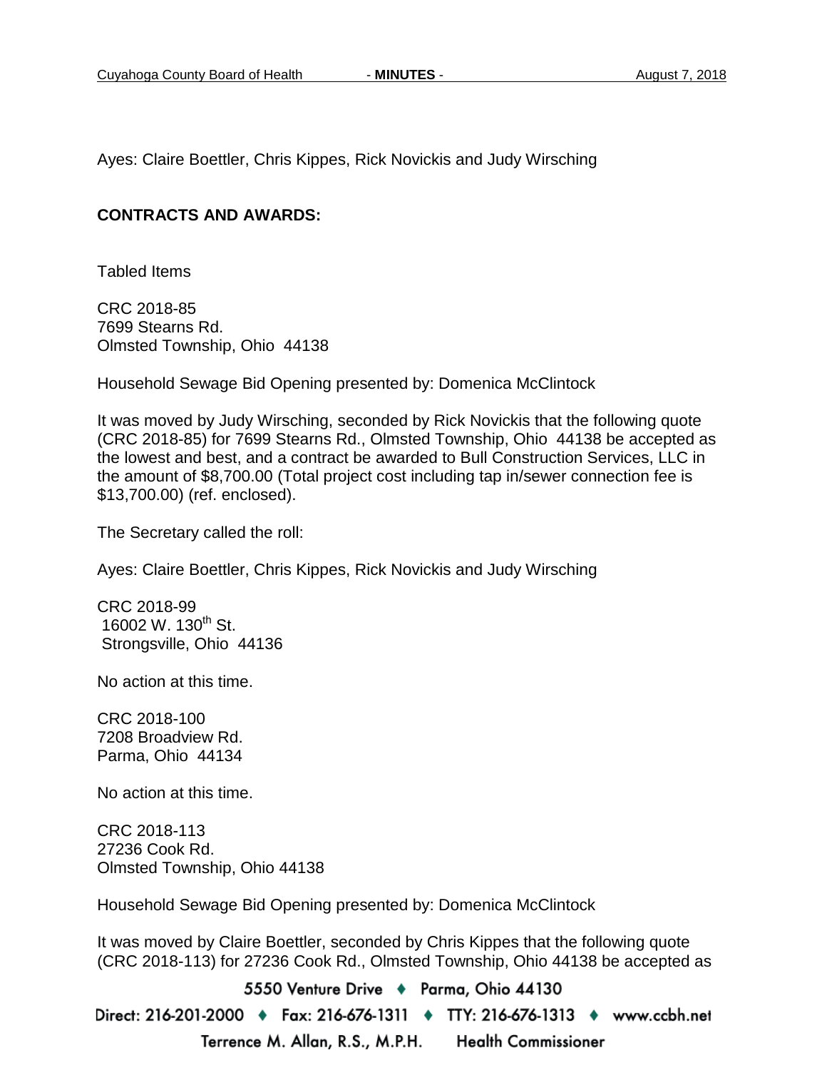Ayes: Claire Boettler, Chris Kippes, Rick Novickis and Judy Wirsching

**CONTRACTS AND AWARDS:**

Tabled Items

CRC 2018-85
7699 Stearns Rd.
Olmsted Township, Ohio 44138

Household Sewage Bid Opening presented by: Domenica McClintock

It was moved by Judy Wirsching, seconded by Rick Novickis that the following quote (CRC 2018-85) for 7699 Stearns Rd., Olmsted Township, Ohio 44138 be accepted as the lowest and best, and a contract be awarded to Bull Construction Services, LLC in the amount of $8,700.00 (Total project cost including tap in/sewer connection fee is $13,700.00) (ref. enclosed).

The Secretary called the roll:

Ayes: Claire Boettler, Chris Kippes, Rick Novickis and Judy Wirsching

CRC 2018-99
16002 W. 130th St.
Strongsville, Ohio 44136

No action at this time.

CRC 2018-100
7208 Broadview Rd.
Parma, Ohio 44134

No action at this time.

CRC 2018-113
27236 Cook Rd.
Olmsted Township, Ohio 44138

Household Sewage Bid Opening presented by: Domenica McClintock

It was moved by Claire Boettler, seconded by Chris Kippes that the following quote (CRC 2018-113) for 27236 Cook Rd., Olmsted Township, Ohio 44138 be accepted as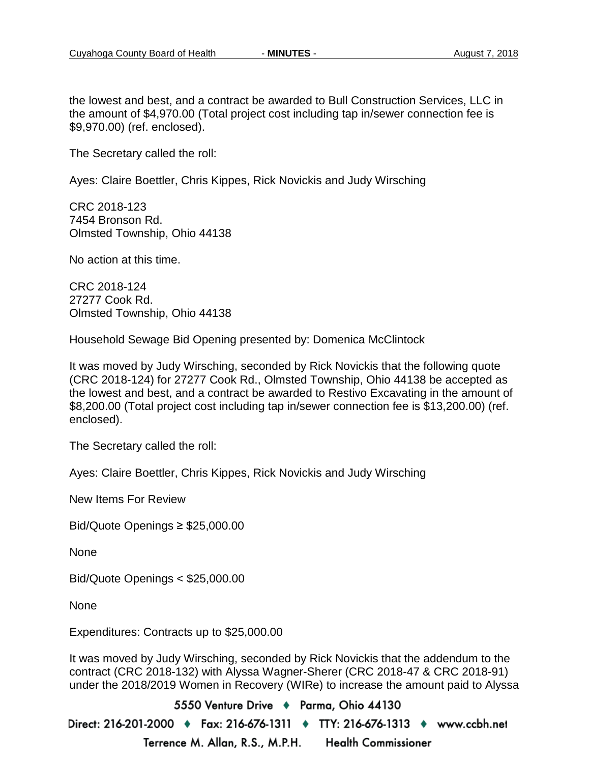the lowest and best, and a contract be awarded to Bull Construction Services, LLC in the amount of $4,970.00 (Total project cost including tap in/sewer connection fee is $9,970.00) (ref. enclosed).

The Secretary called the roll:

Ayes: Claire Boettler, Chris Kippes, Rick Novickis and Judy Wirsching

CRC 2018-123
7454 Bronson Rd.
Olmsted Township, Ohio 44138

No action at this time.

CRC 2018-124
27277 Cook Rd.
Olmsted Township, Ohio 44138

Household Sewage Bid Opening presented by: Domenica McClintock

It was moved by Judy Wirsching, seconded by Rick Novickis that the following quote (CRC 2018-124) for 27277 Cook Rd., Olmsted Township, Ohio 44138 be accepted as the lowest and best, and a contract be awarded to Restivo Excavating in the amount of $8,200.00 (Total project cost including tap in/sewer connection fee is $13,200.00) (ref. enclosed).

The Secretary called the roll:

Ayes: Claire Boettler, Chris Kippes, Rick Novickis and Judy Wirsching

New Items For Review

Bid/Quote Openings ≥ $25,000.00

None

Bid/Quote Openings < $25,000.00

None

Expenditures: Contracts up to $25,000.00

It was moved by Judy Wirsching, seconded by Rick Novickis that the addendum to the contract (CRC 2018-132) with Alyssa Wagner-Sherer (CRC 2018-47 & CRC 2018-91) under the 2018/2019 Women in Recovery (WIRe) to increase the amount paid to Alyssa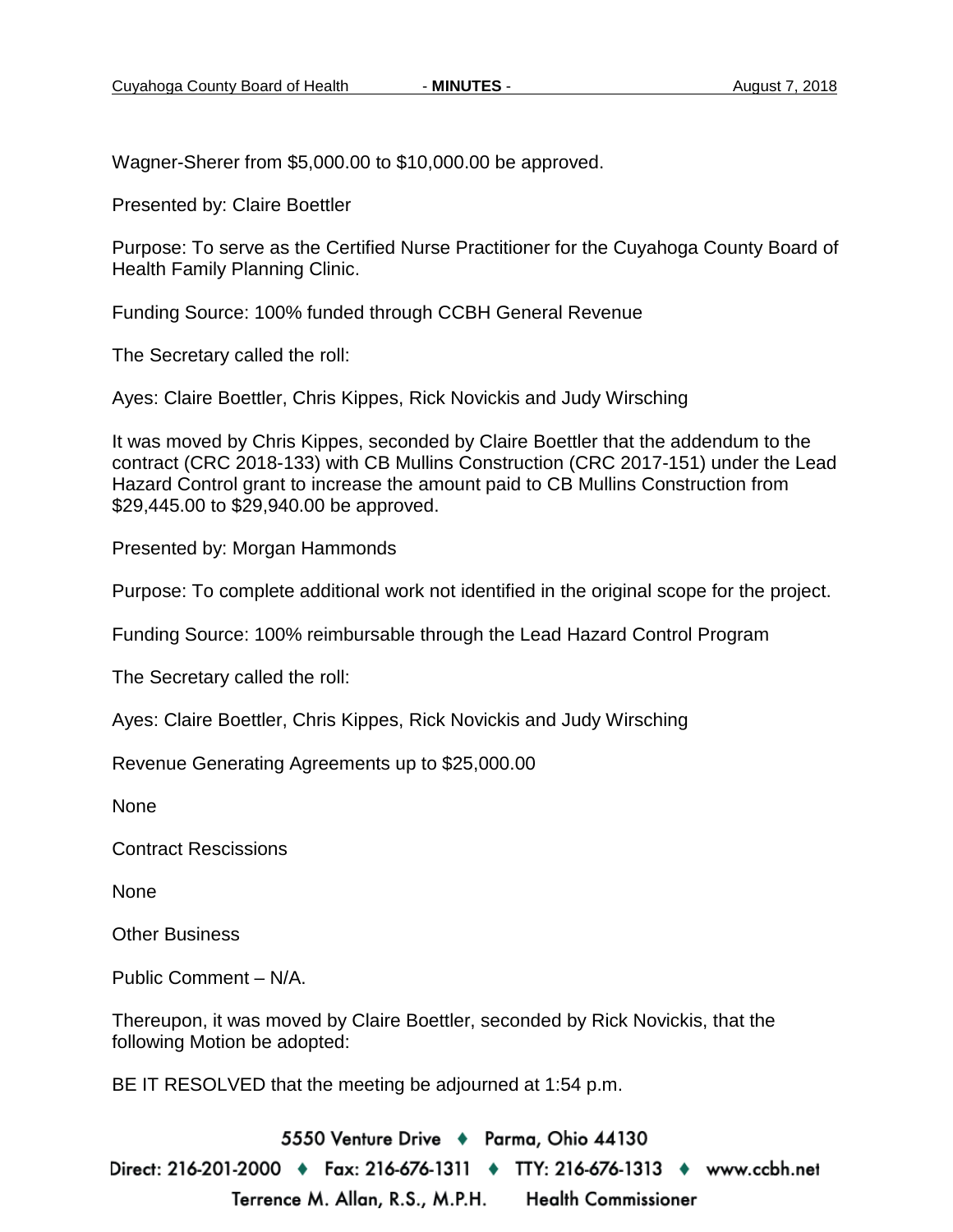Wagner-Sherer from $5,000.00 to $10,000.00 be approved.

Presented by: Claire Boettler

Purpose: To serve as the Certified Nurse Practitioner for the Cuyahoga County Board of Health Family Planning Clinic.

Funding Source: 100% funded through CCBH General Revenue

The Secretary called the roll:

Ayes: Claire Boettler, Chris Kippes, Rick Novickis and Judy Wirsching

It was moved by Chris Kippes, seconded by Claire Boettler that the addendum to the contract (CRC 2018-133) with CB Mullins Construction (CRC 2017-151) under the Lead Hazard Control grant to increase the amount paid to CB Mullins Construction from $29,445.00 to $29,940.00 be approved.

Presented by: Morgan Hammonds

Purpose: To complete additional work not identified in the original scope for the project.

Funding Source: 100% reimbursable through the Lead Hazard Control Program

The Secretary called the roll:

Ayes: Claire Boettler, Chris Kippes, Rick Novickis and Judy Wirsching

Revenue Generating Agreements up to $25,000.00

None

Contract Rescissions

None

Other Business

Public Comment – N/A.

Thereupon, it was moved by Claire Boettler, seconded by Rick Novickis, that the following Motion be adopted:

BE IT RESOLVED that the meeting be adjourned at 1:54 p.m.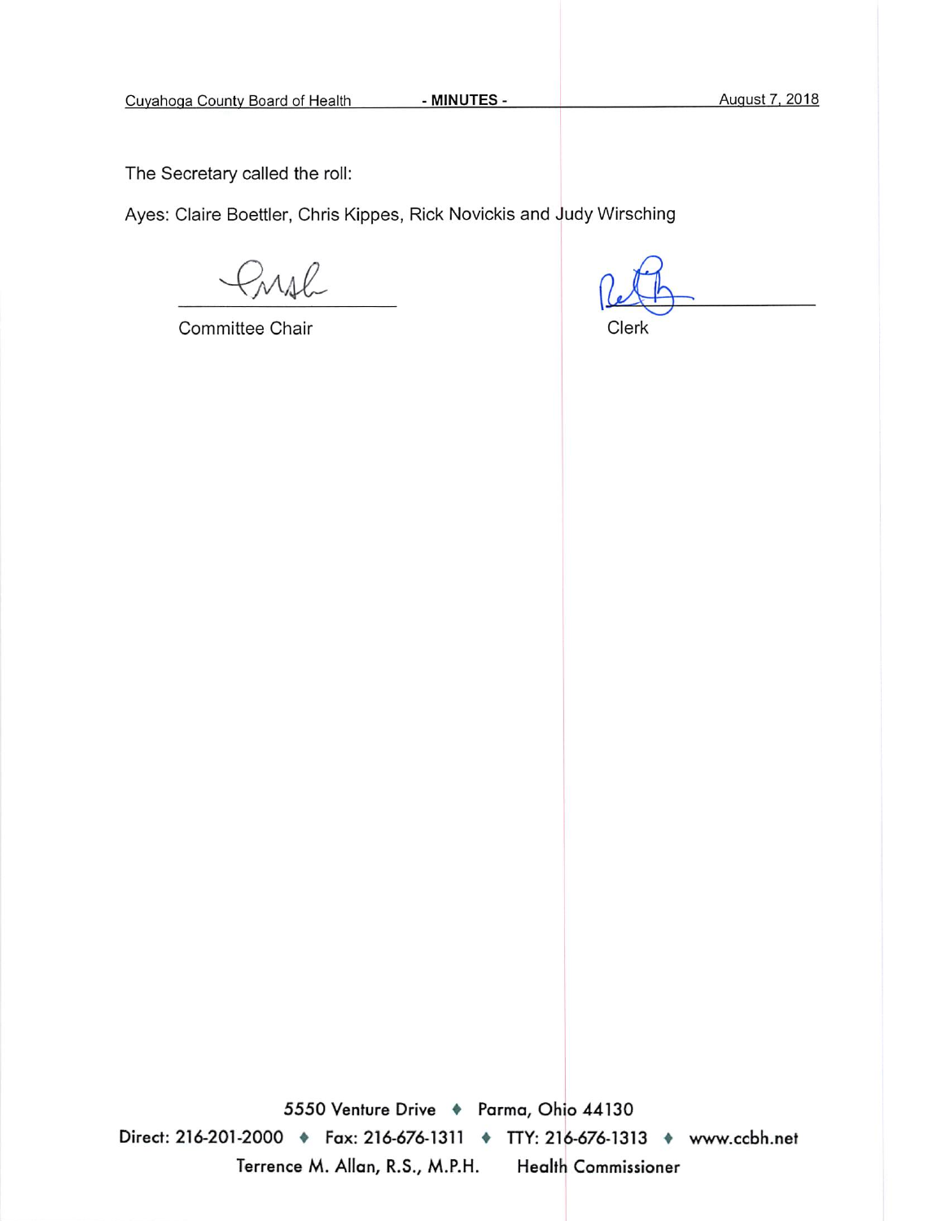The Secretary called the roll:

Ayes: Claire Boettler, Chris Kippes, Rick Novickis and Judy Wirsching

Committee Chair

Clerk

5550 Venture Drive ♦ Parma, Ohio 44130

Direct: 216-201-2000 ♦ Fax: 216-676-1311 ♦ TTY: 216-676-1313 ♦ www.ccbh.net

Terrence M. Allan, R.S., M.P.H. Health Commissioner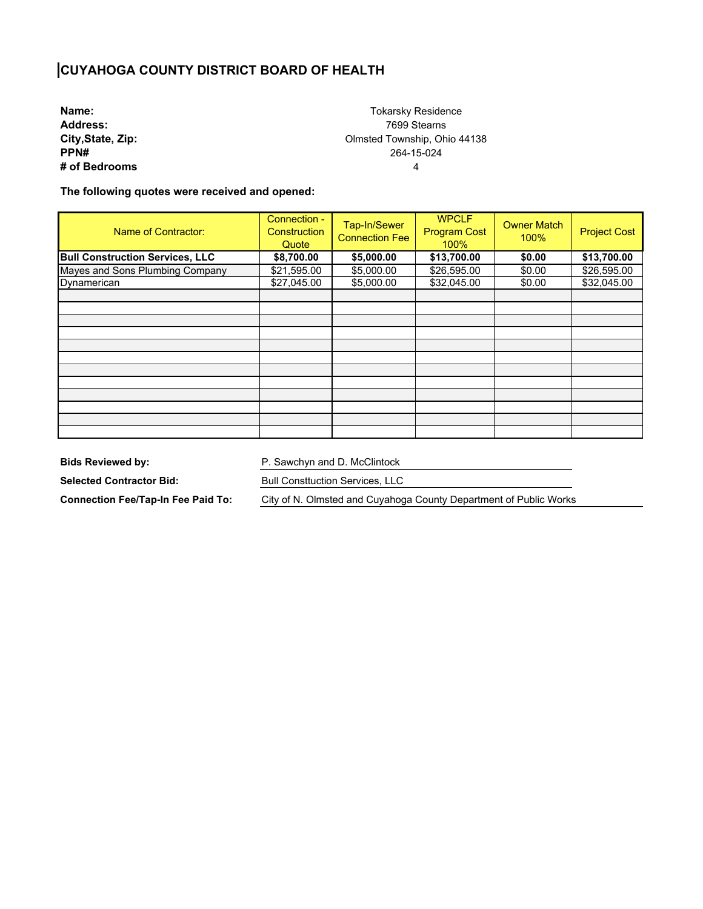# CUYAHOGA COUNTY DISTRICT BOARD OF HEALTH

**Name:** Tokarsky Residence
**Address:** 7699 Stearns
**City,State, Zip:** Olmsted Township, Ohio 44138
**PPN#** 264-15-024
**# of Bedrooms** 4

**The following quotes were received and opened:**

| Name of Contractor: | Connection - Construction Quote | Tap-In/Sewer Connection Fee | WPCLF Program Cost 100% | Owner Match 100% | Project Cost |
|---|---|---|---|---|---|
| **Bull Construction Services, LLC** | **$8,700.00** | **$5,000.00** | **$13,700.00** | **$0.00** | **$13,700.00** |
| Mayes and Sons Plumbing Company | $21,595.00 | $5,000.00 | $26,595.00 | $0.00 | $26,595.00 |
| Dynamerican | $27,045.00 | $5,000.00 | $32,045.00 | $0.00 | $32,045.00 |
| | | | | | |
| | | | | | |
| | | | | | |
| | | | | | |
| | | | | | |
| | | | | | |
| | | | | | |
| | | | | | |
| | | | | | |
| | | | | | |
| | | | | | |
| | | | | | |

**Bids Reviewed by:** P. Sawchyn and D. McClintock

**Selected Contractor Bid:** Bull Consttuction Services, LLC

**Connection Fee/Tap-In Fee Paid To:** City of N. Olmsted and Cuyahoga County Department of Public Works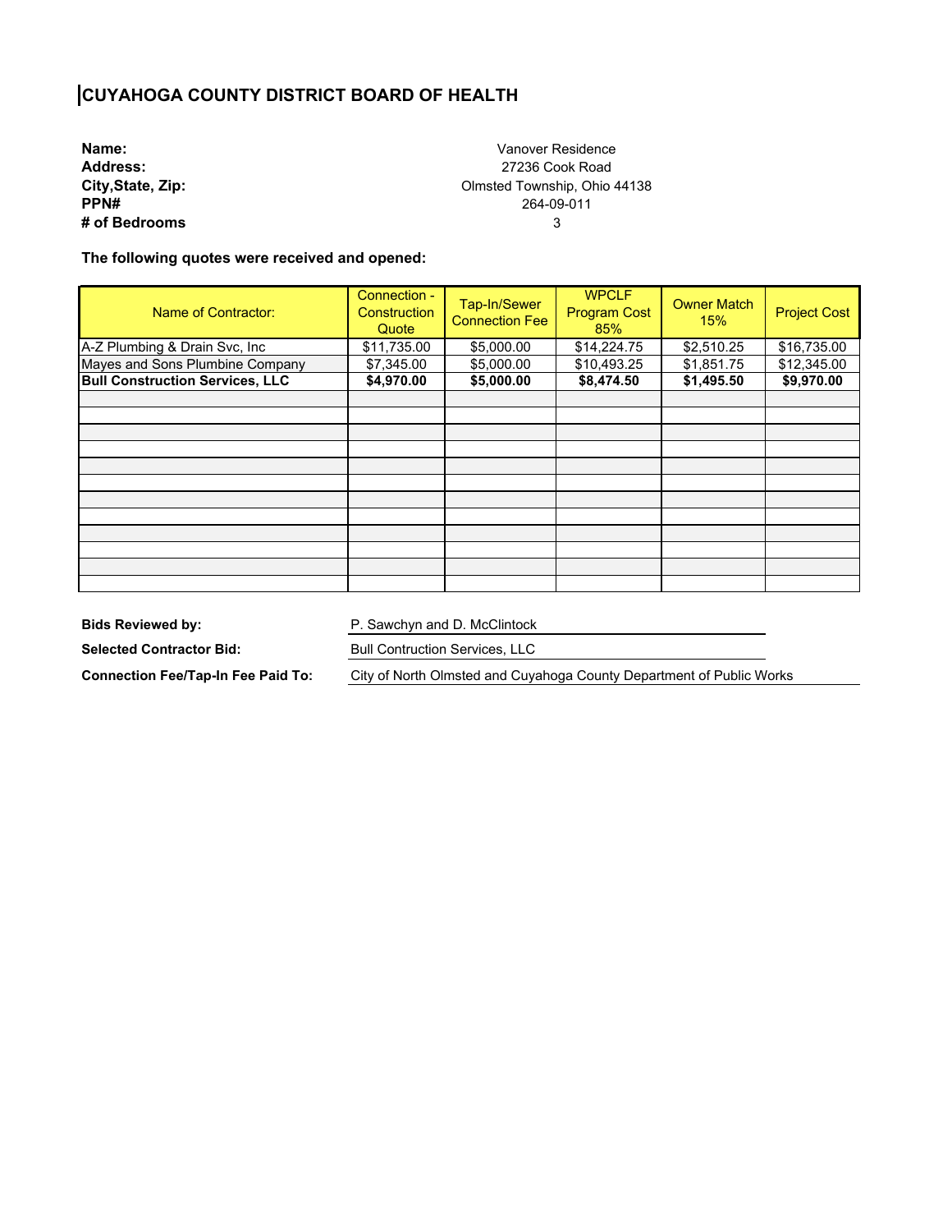# CUYAHOGA COUNTY DISTRICT BOARD OF HEALTH

| | |
|---|---|
| **Name:** | Vanover Residence |
| **Address:** | 27236 Cook Road |
| **City,State, Zip:** | Olmsted Township, Ohio 44138 |
| **PPN#** | 264-09-011 |
| **# of Bedrooms** | 3 |

**The following quotes were received and opened:**

| Name of Contractor: | Connection - Construction Quote | Tap-In/Sewer Connection Fee | WPCLF Program Cost 85% | Owner Match 15% | Project Cost |
|---|---|---|---|---|---|
| A-Z Plumbing & Drain Svc, Inc | $11,735.00 | $5,000.00 | $14,224.75 | $2,510.25 | $16,735.00 |
| Mayes and Sons Plumbine Company | $7,345.00 | $5,000.00 | $10,493.25 | $1,851.75 | $12,345.00 |
| **Bull Construction Services, LLC** | **$4,970.00** | **$5,000.00** | **$8,474.50** | **$1,495.50** | **$9,970.00** |
| | | | | | |
| | | | | | |
| | | | | | |
| | | | | | |
| | | | | | |
| | | | | | |
| | | | | | |
| | | | | | |
| | | | | | |
| | | | | | |
| | | | | | |
| | | | | | |

**Bids Reviewed by:** P. Sawchyn and D. McClintock

**Selected Contractor Bid:** Bull Contruction Services, LLC

**Connection Fee/Tap-In Fee Paid To:** City of North Olmsted and Cuyahoga County Department of Public Works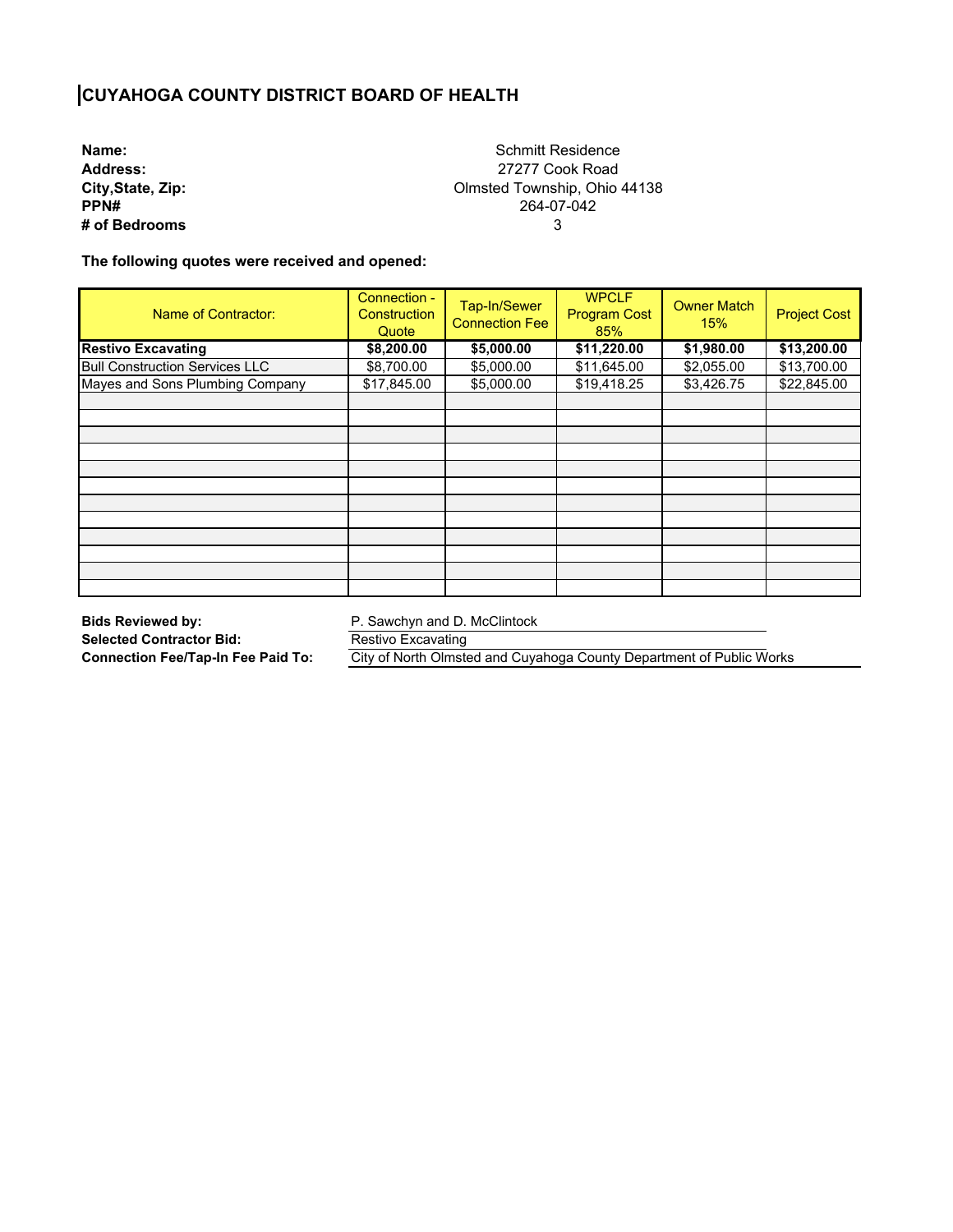# CUYAHOGA COUNTY DISTRICT BOARD OF HEALTH

| | |
|---|---|
| **Name:** | Schmitt Residence |
| **Address:** | 27277 Cook Road |
| **City,State, Zip:** | Olmsted Township, Ohio 44138 |
| **PPN#** | 264-07-042 |
| **# of Bedrooms** | 3 |

**The following quotes were received and opened:**

| Name of Contractor: | Connection - Construction Quote | Tap-In/Sewer Connection Fee | WPCLF Program Cost 85% | Owner Match 15% | Project Cost |
|---|---|---|---|---|---|
| **Restivo Excavating** | **$8,200.00** | **$5,000.00** | **$11,220.00** | **$1,980.00** | **$13,200.00** |
| Bull Construction Services LLC | $8,700.00 | $5,000.00 | $11,645.00 | $2,055.00 | $13,700.00 |
| Mayes and Sons Plumbing Company | $17,845.00 | $5,000.00 | $19,418.25 | $3,426.75 | $22,845.00 |

| | |
|---|---|
| **Bids Reviewed by:** | P. Sawchyn and D. McClintock |
| **Selected Contractor Bid:** | Restivo Excavating |
| **Connection Fee/Tap-In Fee Paid To:** | City of North Olmsted and Cuyahoga County Department of Public Works |